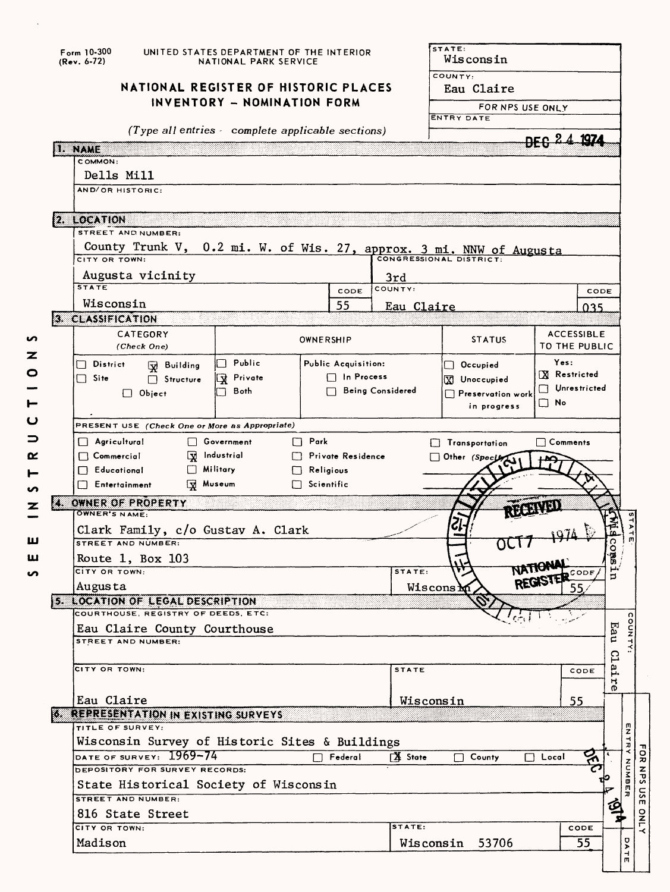Form 10-300 (Rev. 6-72)

UNITED STATES DEPARTMENT OF THE INTERIOR
NATIONAL PARK SERVICE

# NATIONAL REGISTER OF HISTORIC PLACES INVENTORY – NOMINATION FORM

*(Type all entries - complete applicable sections)*

| STATE: | Wisconsin |
|---|---|
| COUNTY: | Eau Claire |
| FOR NPS USE ONLY | |
| ENTRY DATE | DEC 24 1974 |

SEE INSTRUCTIONS

## 1. NAME

COMMON:
Dells Mill

AND/OR HISTORIC:

## 2. LOCATION

STREET AND NUMBER:
County Trunk V, 0.2 mi. W. of Wis. 27, approx. 3 mi. NNW of Augusta

CITY OR TOWN:
Augusta vicinity

CONGRESSIONAL DISTRICT:
3rd

| STATE | CODE | COUNTY: | CODE |
|---|---|---|---|
| Wisconsin | 55 | Eau Claire | 035 |

## 3. CLASSIFICATION

| CATEGORY (Check One) | OWNERSHIP | | STATUS | ACCESSIBLE TO THE PUBLIC |
|---|---|---|---|---|
| ☐ District ☒ Building | ☐ Public | Public Acquisition: | ☐ Occupied | Yes: |
| ☐ Site ☐ Structure | ☒ Private | ☐ In Process | ☒ Unoccupied | ☒ Restricted |
| ☐ Object | ☐ Both | ☐ Being Considered | ☐ Preservation work in progress | ☐ Unrestricted |
| | | | | ☐ No |

PRESENT USE *(Check One or More as Appropriate)*

| | | | | |
|---|---|---|---|---|
| ☐ Agricultural | ☐ Government | ☐ Park | ☐ Transportation | ☐ Comments |
| ☐ Commercial | ☒ Industrial | ☐ Private Residence | ☐ Other (Specify) | |
| ☐ Educational | ☐ Military | ☐ Religious | | |
| ☐ Entertainment | ☒ Museum | ☐ Scientific | | |

## 4. OWNER OF PROPERTY

OWNER'S NAME:
Clark Family, c/o Gustav A. Clark

STREET AND NUMBER:
Route 1, Box 103

| CITY OR TOWN: | STATE: | CODE |
|---|---|---|
| Augusta | Wisconsin | 55 |

RECEIVED OCT 7 1974 NATIONAL REGISTER

STATE: Wisconsin

## 5. LOCATION OF LEGAL DESCRIPTION

COURTHOUSE, REGISTRY OF DEEDS, ETC:
Eau Claire County Courthouse

STREET AND NUMBER:

| CITY OR TOWN: | STATE | CODE |
|---|---|---|
| Eau Claire | Wisconsin | 55 |

COUNTY: Eau Claire

## 6. REPRESENTATION IN EXISTING SURVEYS

TITLE OF SURVEY:
Wisconsin Survey of Historic Sites & Buildings

DATE OF SURVEY: 1969-74 ☐ Federal ☒ State ☐ County ☐ Local

DEPOSITORY FOR SURVEY RECORDS:
State Historical Society of Wisconsin

STREET AND NUMBER:
816 State Street

| CITY OR TOWN: | STATE: | CODE |
|---|---|---|
| Madison | Wisconsin 53706 | 55 |

FOR NPS USE ONLY — ENTRY NUMBER — DATE: DEC 24 1974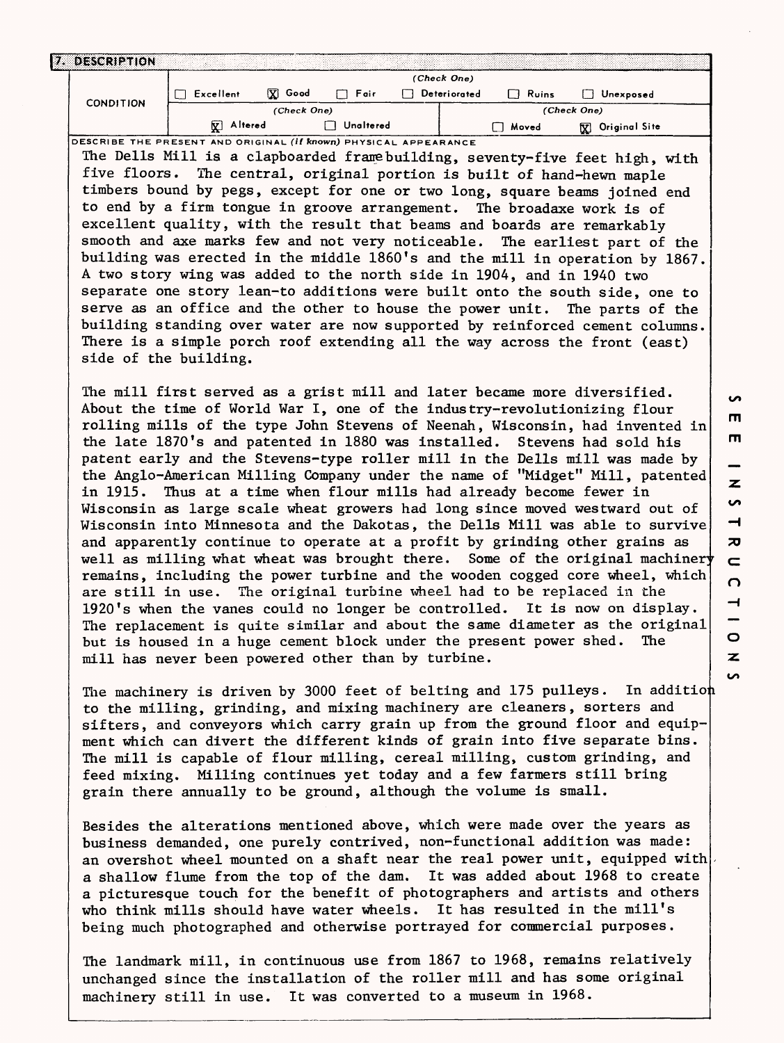## 7. DESCRIPTION

| CONDITION | (Check One) | | | | | |
|---|---|---|---|---|---|---|
| | ☐ Excellent | ☒ Good | ☐ Fair | ☐ Deteriorated | ☐ Ruins | ☐ Unexposed |
| | (Check One) | | | (Check One) | | |
| | ☒ Altered | ☐ Unaltered | | ☐ Moved | ☒ Original Site | |

DESCRIBE THE PRESENT AND ORIGINAL *(if known)* PHYSICAL APPEARANCE

The Dells Mill is a clapboarded frame building, seventy-five feet high, with five floors. The central, original portion is built of hand-hewn maple timbers bound by pegs, except for one or two long, square beams joined end to end by a firm tongue in groove arrangement. The broadaxe work is of excellent quality, with the result that beams and boards are remarkably smooth and axe marks few and not very noticeable. The earliest part of the building was erected in the middle 1860's and the mill in operation by 1867. A two story wing was added to the north side in 1904, and in 1940 two separate one story lean-to additions were built onto the south side, one to serve as an office and the other to house the power unit. The parts of the building standing over water are now supported by reinforced cement columns. There is a simple porch roof extending all the way across the front (east) side of the building.

The mill first served as a grist mill and later became more diversified. About the time of World War I, one of the industry-revolutionizing flour rolling mills of the type John Stevens of Neenah, Wisconsin, had invented in the late 1870's and patented in 1880 was installed. Stevens had sold his patent early and the Stevens-type roller mill in the Dells mill was made by the Anglo-American Milling Company under the name of "Midget" Mill, patented in 1915. Thus at a time when flour mills had already become fewer in Wisconsin as large scale wheat growers had long since moved westward out of Wisconsin into Minnesota and the Dakotas, the Dells Mill was able to survive and apparently continue to operate at a profit by grinding other grains as well as milling what wheat was brought there. Some of the original machinery remains, including the power turbine and the wooden cogged core wheel, which are still in use. The original turbine wheel had to be replaced in the 1920's when the vanes could no longer be controlled. It is now on display. The replacement is quite similar and about the same diameter as the original but is housed in a huge cement block under the present power shed. The mill has never been powered other than by turbine.

The machinery is driven by 3000 feet of belting and 175 pulleys. In addition to the milling, grinding, and mixing machinery are cleaners, sorters and sifters, and conveyors which carry grain up from the ground floor and equipment which can divert the different kinds of grain into five separate bins. The mill is capable of flour milling, cereal milling, custom grinding, and feed mixing. Milling continues yet today and a few farmers still bring grain there annually to be ground, although the volume is small.

Besides the alterations mentioned above, which were made over the years as business demanded, one purely contrived, non-functional addition was made: an overshot wheel mounted on a shaft near the real power unit, equipped with a shallow flume from the top of the dam. It was added about 1968 to create a picturesque touch for the benefit of photographers and artists and others who think mills should have water wheels. It has resulted in the mill's being much photographed and otherwise portrayed for commercial purposes.

The landmark mill, in continuous use from 1867 to 1968, remains relatively unchanged since the installation of the roller mill and has some original machinery still in use. It was converted to a museum in 1968.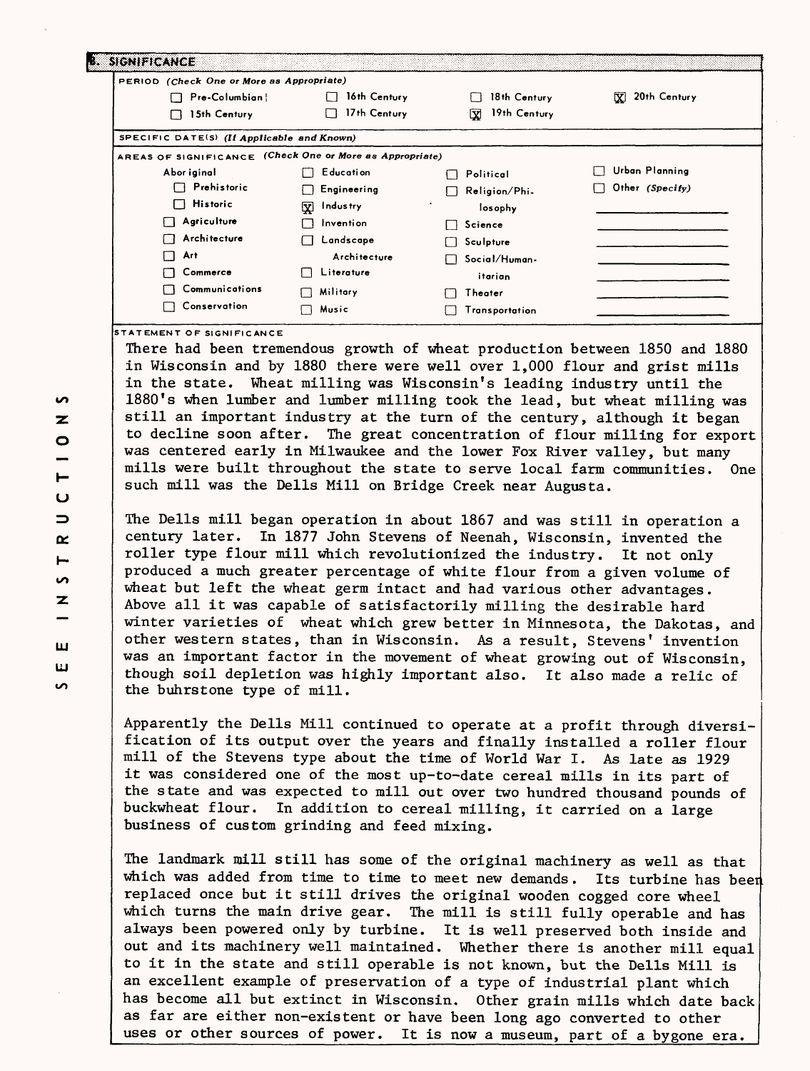## 8. SIGNIFICANCE

PERIOD *(Check One or More as Appropriate)*

| | | | |
|---|---|---|---|
| ☐ Pre-Columbian | ☐ 16th Century | ☐ 18th Century | ☒ 20th Century |
| ☐ 15th Century | ☐ 17th Century | ☒ 19th Century | |

SPECIFIC DATE(S) *(If Applicable and Known)*

AREAS OF SIGNIFICANCE *(Check One or More as Appropriate)*

| | | | |
|---|---|---|---|
| Aboriginal | ☐ Education | ☐ Political | ☐ Urban Planning |
| ☐ Prehistoric | ☐ Engineering | ☐ Religion/Philosophy | ☐ Other *(Specify)* |
| ☐ Historic | ☒ Industry | ☐ Science | |
| ☐ Agriculture | ☐ Invention | ☐ Sculpture | |
| ☐ Architecture | ☐ Landscape Architecture | ☐ Social/Humanitarian | |
| ☐ Art | ☐ Literature | ☐ Theater | |
| ☐ Commerce | ☐ Military | ☐ Transportation | |
| ☐ Communications | ☐ Music | | |
| ☐ Conservation | | | |

STATEMENT OF SIGNIFICANCE

There had been tremendous growth of wheat production between 1850 and 1880 in Wisconsin and by 1880 there were well over 1,000 flour and grist mills in the state. Wheat milling was Wisconsin's leading industry until the 1880's when lumber and lumber milling took the lead, but wheat milling was still an important industry at the turn of the century, although it began to decline soon after. The great concentration of flour milling for export was centered early in Milwaukee and the lower Fox River valley, but many mills were built throughout the state to serve local farm communities. One such mill was the Dells Mill on Bridge Creek near Augusta.

The Dells mill began operation in about 1867 and was still in operation a century later. In 1877 John Stevens of Neenah, Wisconsin, invented the roller type flour mill which revolutionized the industry. It not only produced a much greater percentage of white flour from a given volume of wheat but left the wheat germ intact and had various other advantages. Above all it was capable of satisfactorily milling the desirable hard winter varieties of wheat which grew better in Minnesota, the Dakotas, and other western states, than in Wisconsin. As a result, Stevens' invention was an important factor in the movement of wheat growing out of Wisconsin, though soil depletion was highly important also. It also made a relic of the buhrstone type of mill.

Apparently the Dells Mill continued to operate at a profit through diversification of its output over the years and finally installed a roller flour mill of the Stevens type about the time of World War I. As late as 1929 it was considered one of the most up-to-date cereal mills in its part of the state and was expected to mill out over two hundred thousand pounds of buckwheat flour. In addition to cereal milling, it carried on a large business of custom grinding and feed mixing.

The landmark mill still has some of the original machinery as well as that which was added from time to time to meet new demands. Its turbine has been replaced once but it still drives the original wooden cogged core wheel which turns the main drive gear. The mill is still fully operable and has always been powered only by turbine. It is well preserved both inside and out and its machinery well maintained. Whether there is another mill equal to it in the state and still operable is not known, but the Dells Mill is an excellent example of preservation of a type of industrial plant which has become all but extinct in Wisconsin. Other grain mills which date back as far are either non-existent or have been long ago converted to other uses or other sources of power. It is now a museum, part of a bygone era.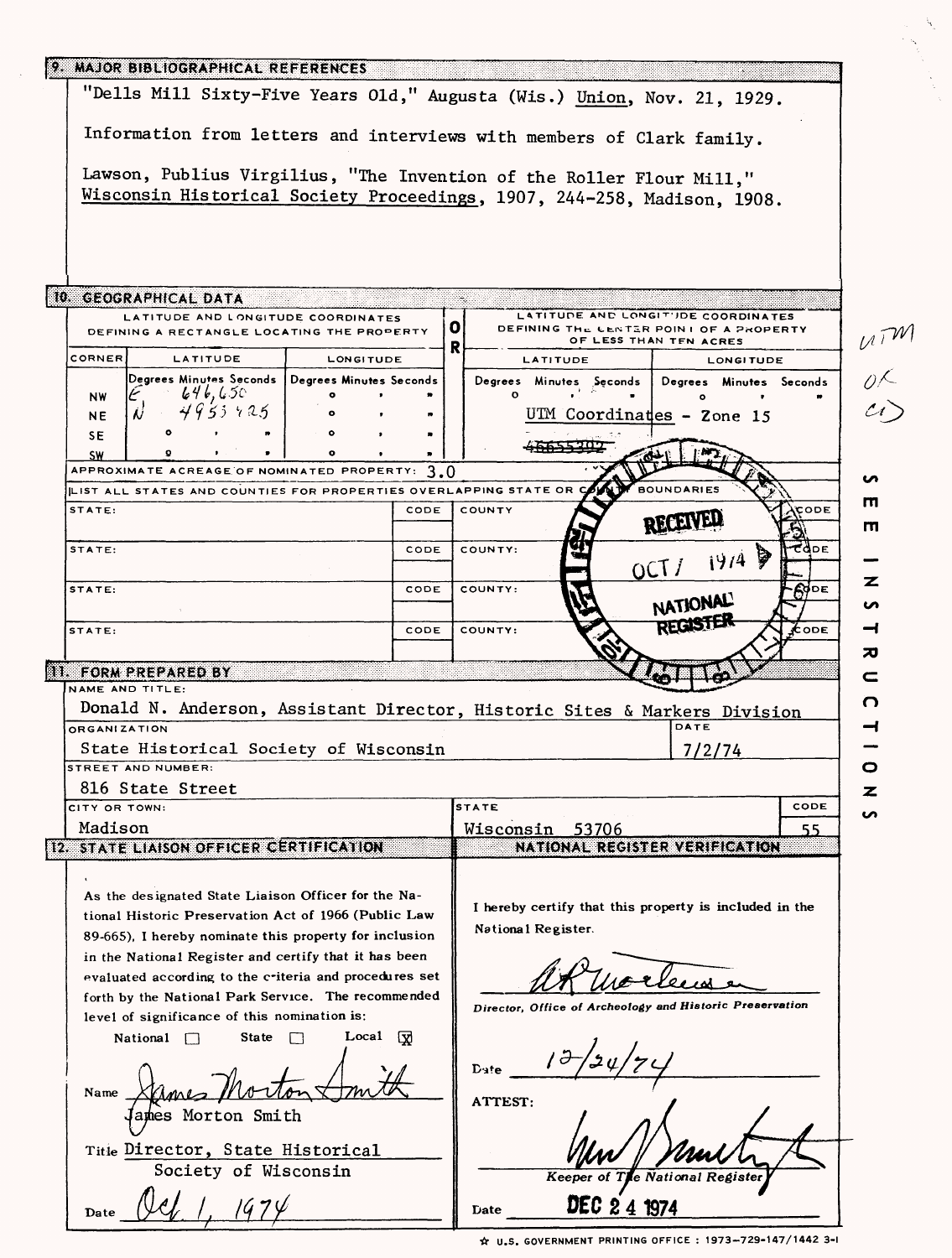## 9. MAJOR BIBLIOGRAPHICAL REFERENCES

"Dells Mill Sixty-Five Years Old," Augusta (Wis.) Union, Nov. 21, 1929.

Information from letters and interviews with members of Clark family.

Lawson, Publius Virgilius, "The Invention of the Roller Flour Mill," Wisconsin Historical Society Proceedings, 1907, 244-258, Madison, 1908.

## 10. GEOGRAPHICAL DATA

| LATITUDE AND LONGITUDE COORDINATES DEFINING A RECTANGLE LOCATING THE PROPERTY | | | O R | LATITUDE AND LONGITUDE COORDINATES DEFINING THE CENTER POINT OF A PROPERTY OF LESS THAN TEN ACRES | |
|---|---|---|---|---|---|
| CORNER | LATITUDE | LONGITUDE | | LATITUDE | LONGITUDE |
| | Degrees Minutes Seconds | Degrees Minutes Seconds | | Degrees Minutes Seconds | Degrees Minutes Seconds |
| NW | E 646,650 | ° ' " | | ° ' " | ° ' " |
| NE | N 4955425 | ° ' " | | UTM Coordinates - Zone 15 | |
| SE | ° ' " | ° ' " | | ~~46655392~~ | |
| SW | ° ' " | ° ' " | | | |

UTM OK CD

APPROXIMATE ACREAGE OF NOMINATED PROPERTY: 3.0

LIST ALL STATES AND COUNTIES FOR PROPERTIES OVERLAPPING STATE OR COUNTY BOUNDARIES

| STATE: | CODE | COUNTY | CODE |
|---|---|---|---|
| STATE: | CODE | COUNTY: | CODE |
| STATE: | CODE | COUNTY: | CODE |
| STATE: | CODE | COUNTY: | CODE |

RECEIVED OCT 7 1974 NATIONAL REGISTER

SEE INSTRUCTIONS

## 11. FORM PREPARED BY

NAME AND TITLE:
Donald N. Anderson, Assistant Director, Historic Sites & Markers Division

ORGANIZATION: State Historical Society of Wisconsin

DATE: 7/2/74

STREET AND NUMBER: 816 State Street

CITY OR TOWN: Madison

STATE: Wisconsin 53706

CODE: 55

## 12. STATE LIAISON OFFICER CERTIFICATION

As the designated State Liaison Officer for the National Historic Preservation Act of 1966 (Public Law 89-665), I hereby nominate this property for inclusion in the National Register and certify that it has been evaluated according to the criteria and procedures set forth by the National Park Service. The recommended level of significance of this nomination is:

National ☐ State ☐ Local ☒

Name James Morton Smith

James Morton Smith

Title Director, State Historical Society of Wisconsin

Date Oct 1, 1974

## NATIONAL REGISTER VERIFICATION

I hereby certify that this property is included in the National Register.

A R Mortensen

Director, Office of Archeology and Historic Preservation

Date 12/24/74

ATTEST:

Keeper of The National Register

Date DEC 24 1974

☆ U.S. GOVERNMENT PRINTING OFFICE : 1973-729-147/1442 3-1